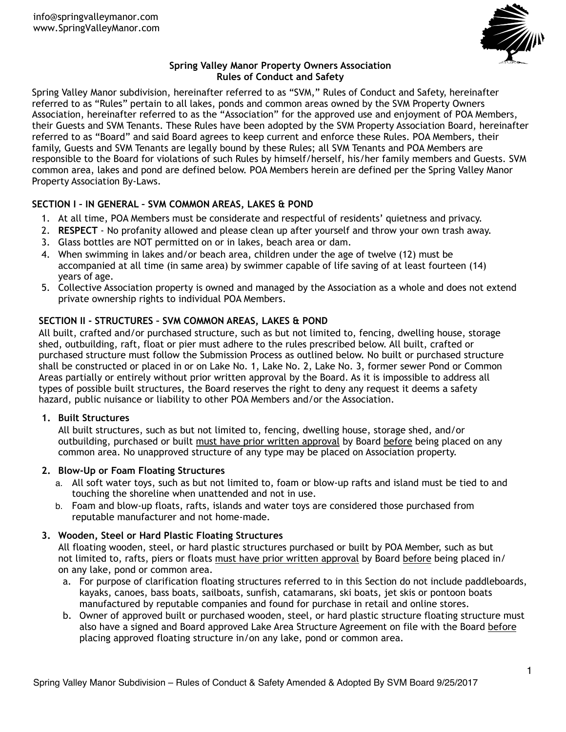info@springvalleymanor.com
www.SpringValleyManor.com

# Spring Valley Manor Property Owners Association
## Rules of Conduct and Safety

Spring Valley Manor subdivision, hereinafter referred to as "SVM," Rules of Conduct and Safety, hereinafter referred to as "Rules" pertain to all lakes, ponds and common areas owned by the SVM Property Owners Association, hereinafter referred to as the "Association" for the approved use and enjoyment of POA Members, their Guests and SVM Tenants. These Rules have been adopted by the SVM Property Association Board, hereinafter referred to as "Board" and said Board agrees to keep current and enforce these Rules. POA Members, their family, Guests and SVM Tenants are legally bound by these Rules; all SVM Tenants and POA Members are responsible to the Board for violations of such Rules by himself/herself, his/her family members and Guests. SVM common area, lakes and pond are defined below. POA Members herein are defined per the Spring Valley Manor Property Association By-Laws.

### SECTION I – IN GENERAL – SVM COMMON AREAS, LAKES & POND

1. At all time, POA Members must be considerate and respectful of residents' quietness and privacy.
2. **RESPECT** - No profanity allowed and please clean up after yourself and throw your own trash away.
3. Glass bottles are NOT permitted on or in lakes, beach area or dam.
4. When swimming in lakes and/or beach area, children under the age of twelve (12) must be accompanied at all time (in same area) by swimmer capable of life saving of at least fourteen (14) years of age.
5. Collective Association property is owned and managed by the Association as a whole and does not extend private ownership rights to individual POA Members.

### SECTION II - STRUCTURES – SVM COMMON AREAS, LAKES & POND

All built, crafted and/or purchased structure, such as but not limited to, fencing, dwelling house, storage shed, outbuilding, raft, float or pier must adhere to the rules prescribed below. All built, crafted or purchased structure must follow the Submission Process as outlined below. No built or purchased structure shall be constructed or placed in or on Lake No. 1, Lake No. 2, Lake No. 3, former sewer Pond or Common Areas partially or entirely without prior written approval by the Board. As it is impossible to address all types of possible built structures, the Board reserves the right to deny any request it deems a safety hazard, public nuisance or liability to other POA Members and/or the Association.

1. **Built Structures**

   All built structures, such as but not limited to, fencing, dwelling house, storage shed, and/or outbuilding, purchased or built <u>must have prior written approval</u> by Board <u>before</u> being placed on any common area. No unapproved structure of any type may be placed on Association property.

2. **Blow-Up or Foam Floating Structures**

   a. All soft water toys, such as but not limited to, foam or blow-up rafts and island must be tied to and touching the shoreline when unattended and not in use.

   b. Foam and blow-up floats, rafts, islands and water toys are considered those purchased from reputable manufacturer and not home-made.

3. **Wooden, Steel or Hard Plastic Floating Structures**

   All floating wooden, steel, or hard plastic structures purchased or built by POA Member, such as but not limited to, rafts, piers or floats <u>must have prior written approval</u> by Board <u>before</u> being placed in/on any lake, pond or common area.

   a. For purpose of clarification floating structures referred to in this Section do not include paddleboards, kayaks, canoes, bass boats, sailboats, sunfish, catamarans, ski boats, jet skis or pontoon boats manufactured by reputable companies and found for purchase in retail and online stores.

   b. Owner of approved built or purchased wooden, steel, or hard plastic structure floating structure must also have a signed and Board approved Lake Area Structure Agreement on file with the Board <u>before</u> placing approved floating structure in/on any lake, pond or common area.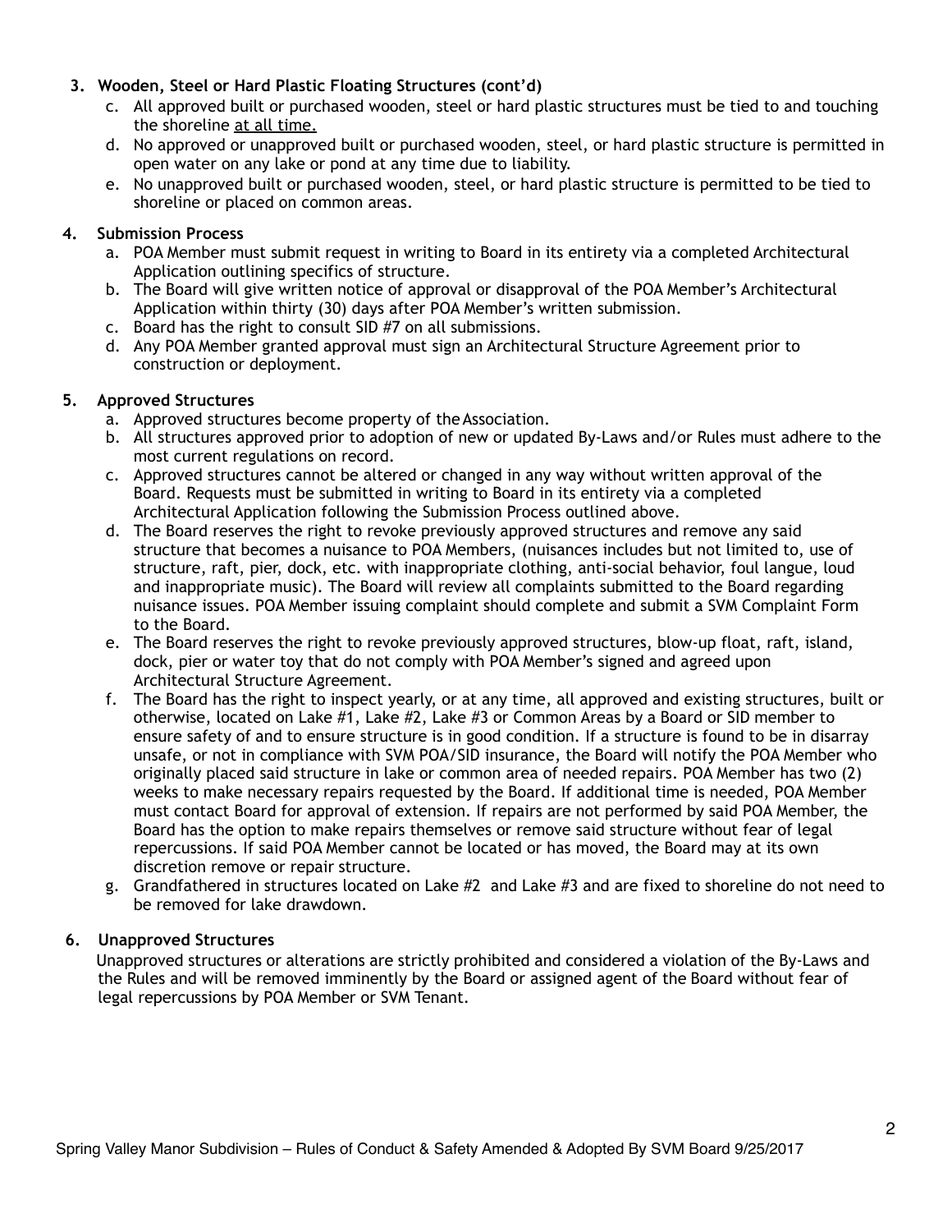3. **Wooden, Steel or Hard Plastic Floating Structures (cont'd)**
    c. All approved built or purchased wooden, steel or hard plastic structures must be tied to and touching the shoreline <u>at all time.</u>
    d. No approved or unapproved built or purchased wooden, steel, or hard plastic structure is permitted in open water on any lake or pond at any time due to liability.
    e. No unapproved built or purchased wooden, steel, or hard plastic structure is permitted to be tied to shoreline or placed on common areas.

4. **Submission Process**
    a. POA Member must submit request in writing to Board in its entirety via a completed Architectural Application outlining specifics of structure.
    b. The Board will give written notice of approval or disapproval of the POA Member's Architectural Application within thirty (30) days after POA Member's written submission.
    c. Board has the right to consult SID #7 on all submissions.
    d. Any POA Member granted approval must sign an Architectural Structure Agreement prior to construction or deployment.

5. **Approved Structures**
    a. Approved structures become property of the Association.
    b. All structures approved prior to adoption of new or updated By-Laws and/or Rules must adhere to the most current regulations on record.
    c. Approved structures cannot be altered or changed in any way without written approval of the Board. Requests must be submitted in writing to Board in its entirety via a completed Architectural Application following the Submission Process outlined above.
    d. The Board reserves the right to revoke previously approved structures and remove any said structure that becomes a nuisance to POA Members, (nuisances includes but not limited to, use of structure, raft, pier, dock, etc. with inappropriate clothing, anti-social behavior, foul langue, loud and inappropriate music). The Board will review all complaints submitted to the Board regarding nuisance issues. POA Member issuing complaint should complete and submit a SVM Complaint Form to the Board.
    e. The Board reserves the right to revoke previously approved structures, blow-up float, raft, island, dock, pier or water toy that do not comply with POA Member's signed and agreed upon Architectural Structure Agreement.
    f. The Board has the right to inspect yearly, or at any time, all approved and existing structures, built or otherwise, located on Lake #1, Lake #2, Lake #3 or Common Areas by a Board or SID member to ensure safety of and to ensure structure is in good condition. If a structure is found to be in disarray unsafe, or not in compliance with SVM POA/SID insurance, the Board will notify the POA Member who originally placed said structure in lake or common area of needed repairs. POA Member has two (2) weeks to make necessary repairs requested by the Board. If additional time is needed, POA Member must contact Board for approval of extension. If repairs are not performed by said POA Member, the Board has the option to make repairs themselves or remove said structure without fear of legal repercussions. If said POA Member cannot be located or has moved, the Board may at its own discretion remove or repair structure.
    g. Grandfathered in structures located on Lake #2 and Lake #3 and are fixed to shoreline do not need to be removed for lake drawdown.

6. **Unapproved Structures**

    Unapproved structures or alterations are strictly prohibited and considered a violation of the By-Laws and the Rules and will be removed imminently by the Board or assigned agent of the Board without fear of legal repercussions by POA Member or SVM Tenant.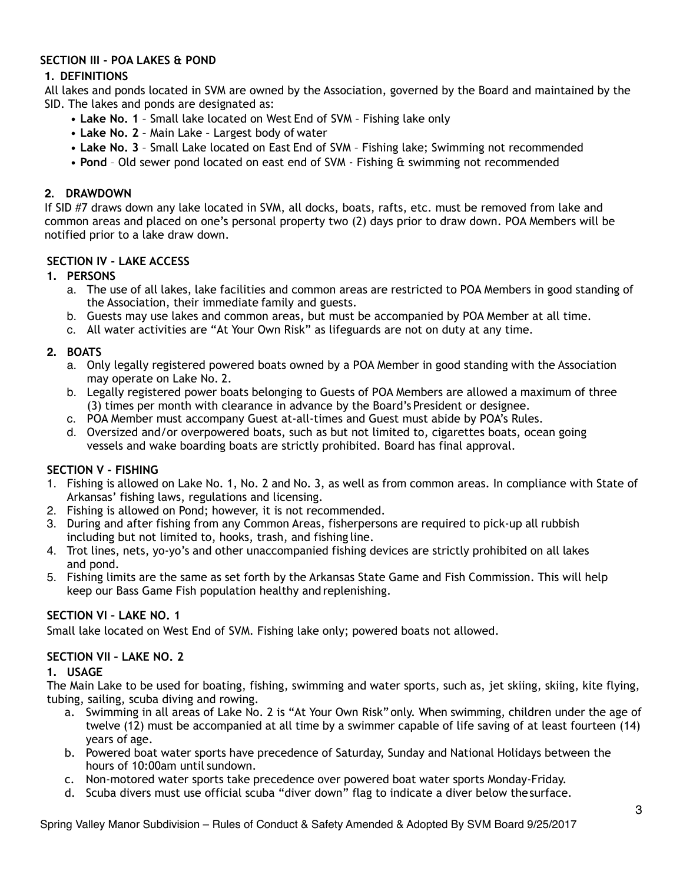**SECTION III - POA LAKES & POND**

**1. DEFINITIONS**

All lakes and ponds located in SVM are owned by the Association, governed by the Board and maintained by the SID. The lakes and ponds are designated as:

- **Lake No. 1** – Small lake located on West End of SVM – Fishing lake only
- **Lake No. 2** – Main Lake – Largest body of water
- **Lake No. 3** – Small Lake located on East End of SVM – Fishing lake; Swimming not recommended
- **Pond** – Old sewer pond located on east end of SVM - Fishing & swimming not recommended

**2. DRAWDOWN**

If SID #7 draws down any lake located in SVM, all docks, boats, rafts, etc. must be removed from lake and common areas and placed on one's personal property two (2) days prior to draw down. POA Members will be notified prior to a lake draw down.

**SECTION IV - LAKE ACCESS**

**1. PERSONS**

a. The use of all lakes, lake facilities and common areas are restricted to POA Members in good standing of the Association, their immediate family and guests.

b. Guests may use lakes and common areas, but must be accompanied by POA Member at all time.

c. All water activities are "At Your Own Risk" as lifeguards are not on duty at any time.

**2. BOATS**

a. Only legally registered powered boats owned by a POA Member in good standing with the Association may operate on Lake No. 2.

b. Legally registered power boats belonging to Guests of POA Members are allowed a maximum of three (3) times per month with clearance in advance by the Board's President or designee.

c. POA Member must accompany Guest at-all-times and Guest must abide by POA's Rules.

d. Oversized and/or overpowered boats, such as but not limited to, cigarettes boats, ocean going vessels and wake boarding boats are strictly prohibited. Board has final approval.

**SECTION V - FISHING**

1. Fishing is allowed on Lake No. 1, No. 2 and No. 3, as well as from common areas. In compliance with State of Arkansas' fishing laws, regulations and licensing.
2. Fishing is allowed on Pond; however, it is not recommended.
3. During and after fishing from any Common Areas, fisherpersons are required to pick-up all rubbish including but not limited to, hooks, trash, and fishing line.
4. Trot lines, nets, yo-yo's and other unaccompanied fishing devices are strictly prohibited on all lakes and pond.
5. Fishing limits are the same as set forth by the Arkansas State Game and Fish Commission. This will help keep our Bass Game Fish population healthy and replenishing.

**SECTION VI – LAKE NO. 1**

Small lake located on West End of SVM. Fishing lake only; powered boats not allowed.

**SECTION VII – LAKE NO. 2**

**1. USAGE**

The Main Lake to be used for boating, fishing, swimming and water sports, such as, jet skiing, skiing, kite flying, tubing, sailing, scuba diving and rowing.

a. Swimming in all areas of Lake No. 2 is "At Your Own Risk" only. When swimming, children under the age of twelve (12) must be accompanied at all time by a swimmer capable of life saving of at least fourteen (14) years of age.

b. Powered boat water sports have precedence of Saturday, Sunday and National Holidays between the hours of 10:00am until sundown.

c. Non-motored water sports take precedence over powered boat water sports Monday-Friday.

d. Scuba divers must use official scuba "diver down" flag to indicate a diver below the surface.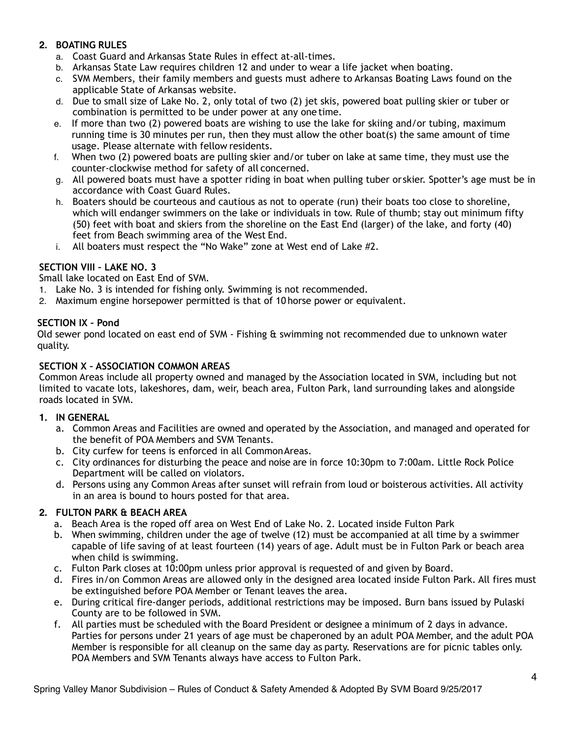## 2. BOATING RULES

a. Coast Guard and Arkansas State Rules in effect at-all-times.
b. Arkansas State Law requires children 12 and under to wear a life jacket when boating.
c. SVM Members, their family members and guests must adhere to Arkansas Boating Laws found on the applicable State of Arkansas website.
d. Due to small size of Lake No. 2, only total of two (2) jet skis, powered boat pulling skier or tuber or combination is permitted to be under power at any one time.
e. If more than two (2) powered boats are wishing to use the lake for skiing and/or tubing, maximum running time is 30 minutes per run, then they must allow the other boat(s) the same amount of time usage. Please alternate with fellow residents.
f. When two (2) powered boats are pulling skier and/or tuber on lake at same time, they must use the counter-clockwise method for safety of all concerned.
g. All powered boats must have a spotter riding in boat when pulling tuber or skier. Spotter's age must be in accordance with Coast Guard Rules.
h. Boaters should be courteous and cautious as not to operate (run) their boats too close to shoreline, which will endanger swimmers on the lake or individuals in tow. Rule of thumb; stay out minimum fifty (50) feet with boat and skiers from the shoreline on the East End (larger) of the lake, and forty (40) feet from Beach swimming area of the West End.
i. All boaters must respect the "No Wake" zone at West end of Lake #2.

## SECTION VIII – LAKE NO. 3

Small lake located on East End of SVM.

1. Lake No. 3 is intended for fishing only. Swimming is not recommended.
2. Maximum engine horsepower permitted is that of 10 horse power or equivalent.

## SECTION IX – Pond

Old sewer pond located on east end of SVM - Fishing & swimming not recommended due to unknown water quality.

## SECTION X – ASSOCIATION COMMON AREAS

Common Areas include all property owned and managed by the Association located in SVM, including but not limited to vacate lots, lakeshores, dam, weir, beach area, Fulton Park, land surrounding lakes and alongside roads located in SVM.

### 1. IN GENERAL

a. Common Areas and Facilities are owned and operated by the Association, and managed and operated for the benefit of POA Members and SVM Tenants.
b. City curfew for teens is enforced in all Common Areas.
c. City ordinances for disturbing the peace and noise are in force 10:30pm to 7:00am. Little Rock Police Department will be called on violators.
d. Persons using any Common Areas after sunset will refrain from loud or boisterous activities. All activity in an area is bound to hours posted for that area.

### 2. FULTON PARK & BEACH AREA

a. Beach Area is the roped off area on West End of Lake No. 2. Located inside Fulton Park
b. When swimming, children under the age of twelve (12) must be accompanied at all time by a swimmer capable of life saving of at least fourteen (14) years of age. Adult must be in Fulton Park or beach area when child is swimming.
c. Fulton Park closes at 10:00pm unless prior approval is requested of and given by Board.
d. Fires in/on Common Areas are allowed only in the designed area located inside Fulton Park. All fires must be extinguished before POA Member or Tenant leaves the area.
e. During critical fire-danger periods, additional restrictions may be imposed. Burn bans issued by Pulaski County are to be followed in SVM.
f. All parties must be scheduled with the Board President or designee a minimum of 2 days in advance. Parties for persons under 21 years of age must be chaperoned by an adult POA Member, and the adult POA Member is responsible for all cleanup on the same day as party. Reservations are for picnic tables only. POA Members and SVM Tenants always have access to Fulton Park.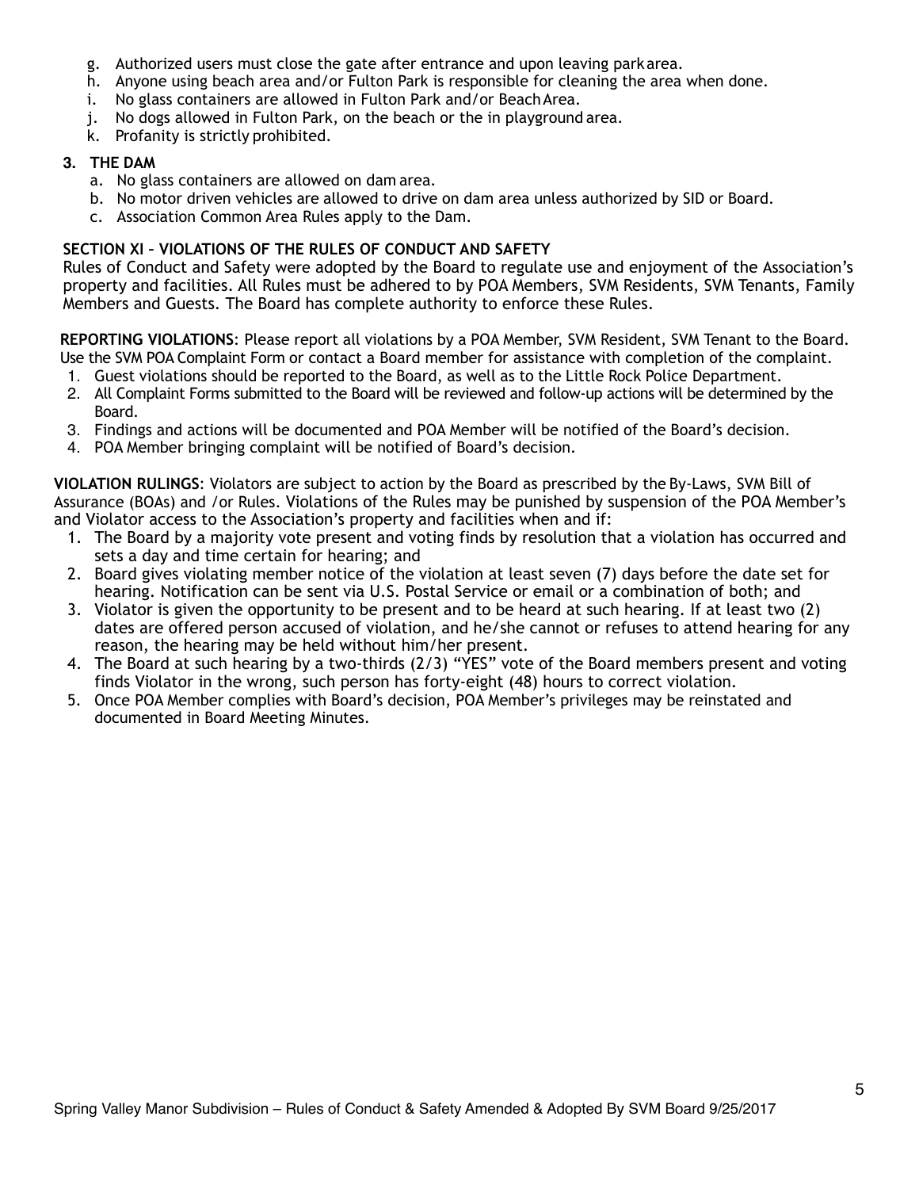g. Authorized users must close the gate after entrance and upon leaving park area.
h. Anyone using beach area and/or Fulton Park is responsible for cleaning the area when done.
i. No glass containers are allowed in Fulton Park and/or Beach Area.
j. No dogs allowed in Fulton Park, on the beach or the in playground area.
k. Profanity is strictly prohibited.

**3. THE DAM**

a. No glass containers are allowed on dam area.
b. No motor driven vehicles are allowed to drive on dam area unless authorized by SID or Board.
c. Association Common Area Rules apply to the Dam.

**SECTION XI – VIOLATIONS OF THE RULES OF CONDUCT AND SAFETY**

Rules of Conduct and Safety were adopted by the Board to regulate use and enjoyment of the Association's property and facilities. All Rules must be adhered to by POA Members, SVM Residents, SVM Tenants, Family Members and Guests. The Board has complete authority to enforce these Rules.

**REPORTING VIOLATIONS**: Please report all violations by a POA Member, SVM Resident, SVM Tenant to the Board. Use the SVM POA Complaint Form or contact a Board member for assistance with completion of the complaint.

1. Guest violations should be reported to the Board, as well as to the Little Rock Police Department.
2. All Complaint Forms submitted to the Board will be reviewed and follow-up actions will be determined by the Board.
3. Findings and actions will be documented and POA Member will be notified of the Board's decision.
4. POA Member bringing complaint will be notified of Board's decision.

**VIOLATION RULINGS**: Violators are subject to action by the Board as prescribed by the By-Laws, SVM Bill of Assurance (BOAs) and /or Rules. Violations of the Rules may be punished by suspension of the POA Member's and Violator access to the Association's property and facilities when and if:

1. The Board by a majority vote present and voting finds by resolution that a violation has occurred and sets a day and time certain for hearing; and
2. Board gives violating member notice of the violation at least seven (7) days before the date set for hearing. Notification can be sent via U.S. Postal Service or email or a combination of both; and
3. Violator is given the opportunity to be present and to be heard at such hearing. If at least two (2) dates are offered person accused of violation, and he/she cannot or refuses to attend hearing for any reason, the hearing may be held without him/her present.
4. The Board at such hearing by a two-thirds (2/3) "YES" vote of the Board members present and voting finds Violator in the wrong, such person has forty-eight (48) hours to correct violation.
5. Once POA Member complies with Board's decision, POA Member's privileges may be reinstated and documented in Board Meeting Minutes.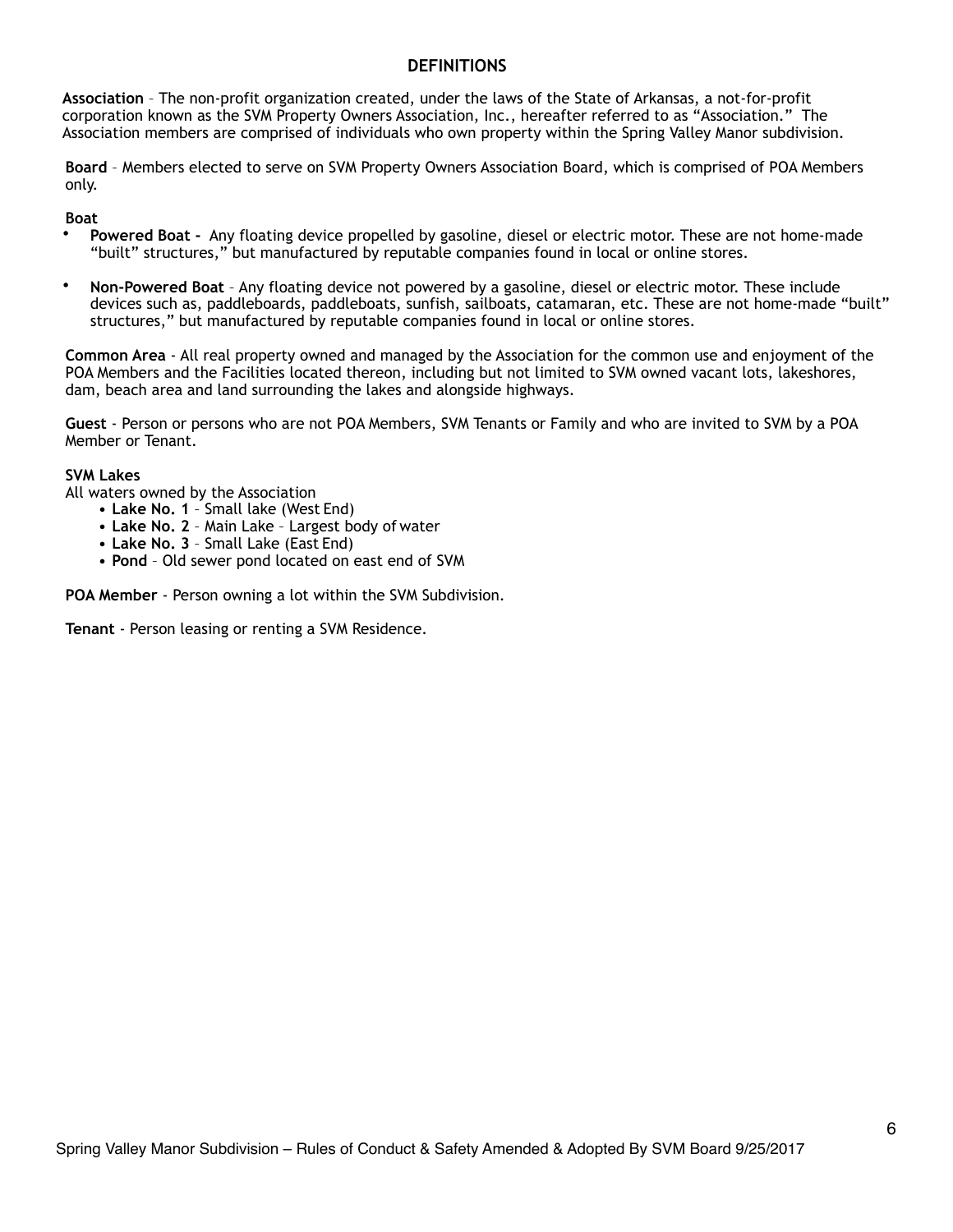## DEFINITIONS

**Association** – The non-profit organization created, under the laws of the State of Arkansas, a not-for-profit corporation known as the SVM Property Owners Association, Inc., hereafter referred to as "Association." The Association members are comprised of individuals who own property within the Spring Valley Manor subdivision.

**Board** – Members elected to serve on SVM Property Owners Association Board, which is comprised of POA Members only.

**Boat**

- **Powered Boat -** Any floating device propelled by gasoline, diesel or electric motor. These are not home-made "built" structures," but manufactured by reputable companies found in local or online stores.
- **Non-Powered Boat** – Any floating device not powered by a gasoline, diesel or electric motor. These include devices such as, paddleboards, paddleboats, sunfish, sailboats, catamaran, etc. These are not home-made "built" structures," but manufactured by reputable companies found in local or online stores.

**Common Area** - All real property owned and managed by the Association for the common use and enjoyment of the POA Members and the Facilities located thereon, including but not limited to SVM owned vacant lots, lakeshores, dam, beach area and land surrounding the lakes and alongside highways.

**Guest** - Person or persons who are not POA Members, SVM Tenants or Family and who are invited to SVM by a POA Member or Tenant.

**SVM Lakes**

All waters owned by the Association

- **Lake No. 1** – Small lake (West End)
- **Lake No. 2** – Main Lake – Largest body of water
- **Lake No. 3** – Small Lake (East End)
- **Pond** – Old sewer pond located on east end of SVM

**POA Member** - Person owning a lot within the SVM Subdivision.

**Tenant** - Person leasing or renting a SVM Residence.